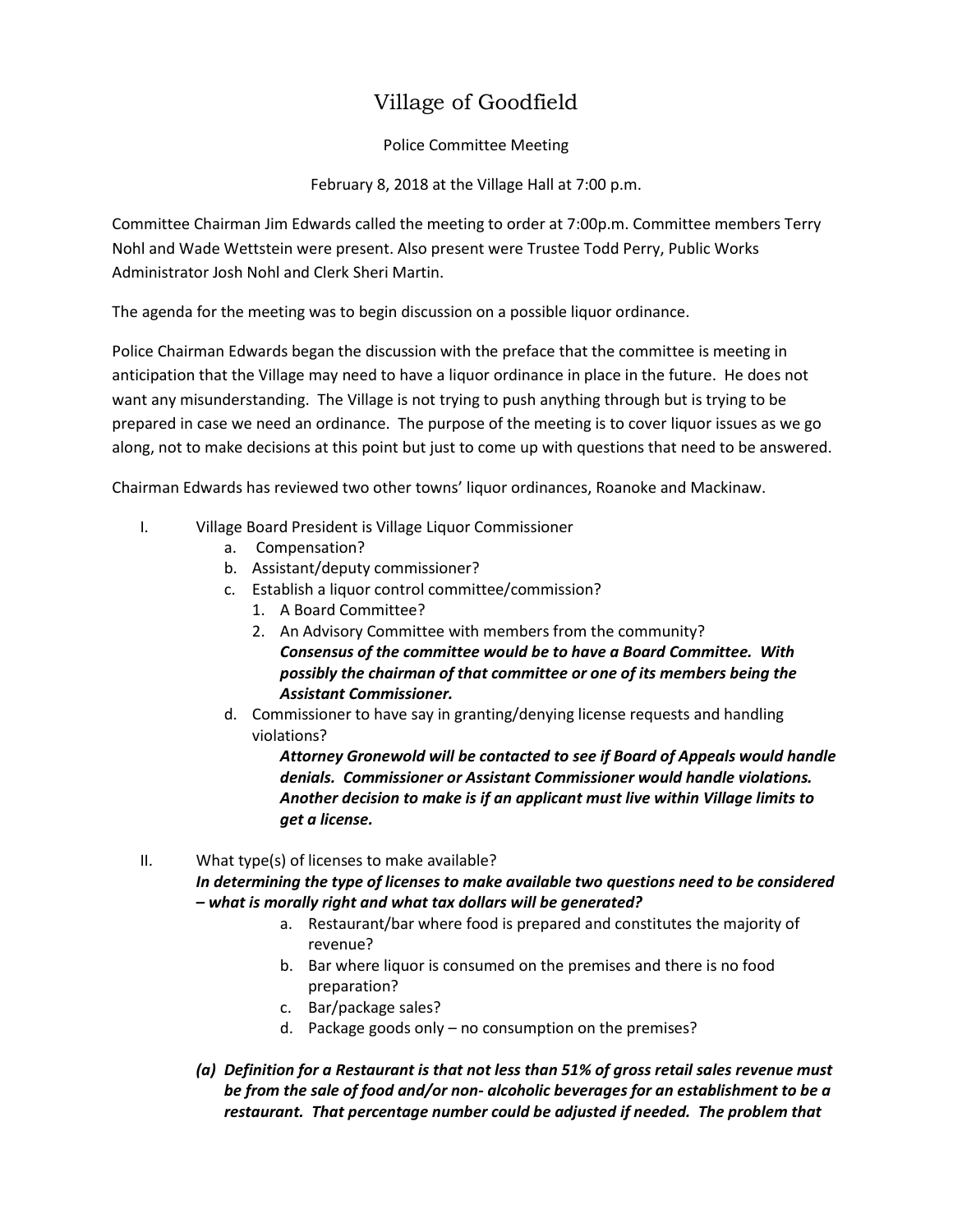# Village of Goodfield

Police Committee Meeting

February 8, 2018 at the Village Hall at 7:00 p.m.

Committee Chairman Jim Edwards called the meeting to order at 7:00p.m. Committee members Terry Nohl and Wade Wettstein were present. Also present were Trustee Todd Perry, Public Works Administrator Josh Nohl and Clerk Sheri Martin.

The agenda for the meeting was to begin discussion on a possible liquor ordinance.

Police Chairman Edwards began the discussion with the preface that the committee is meeting in anticipation that the Village may need to have a liquor ordinance in place in the future. He does not want any misunderstanding. The Village is not trying to push anything through but is trying to be prepared in case we need an ordinance. The purpose of the meeting is to cover liquor issues as we go along, not to make decisions at this point but just to come up with questions that need to be answered.

Chairman Edwards has reviewed two other towns' liquor ordinances, Roanoke and Mackinaw.

I. Village Board President is Village Liquor Commissioner
   a. Compensation?
   b. Assistant/deputy commissioner?
   c. Establish a liquor control committee/commission?
      1. A Board Committee?
      2. An Advisory Committee with members from the community?
      ***Consensus of the committee would be to have a Board Committee. With possibly the chairman of that committee or one of its members being the Assistant Commissioner.***
   d. Commissioner to have say in granting/denying license requests and handling violations?
      ***Attorney Gronewold will be contacted to see if Board of Appeals would handle denials. Commissioner or Assistant Commissioner would handle violations. Another decision to make is if an applicant must live within Village limits to get a license.***

II. What type(s) of licenses to make available?
   ***In determining the type of licenses to make available two questions need to be considered – what is morally right and what tax dollars will be generated?***
   a. Restaurant/bar where food is prepared and constitutes the majority of revenue?
   b. Bar where liquor is consumed on the premises and there is no food preparation?
   c. Bar/package sales?
   d. Package goods only – no consumption on the premises?

   ***(a) Definition for a Restaurant is that not less than 51% of gross retail sales revenue must be from the sale of food and/or non- alcoholic beverages for an establishment to be a restaurant. That percentage number could be adjusted if needed. The problem that***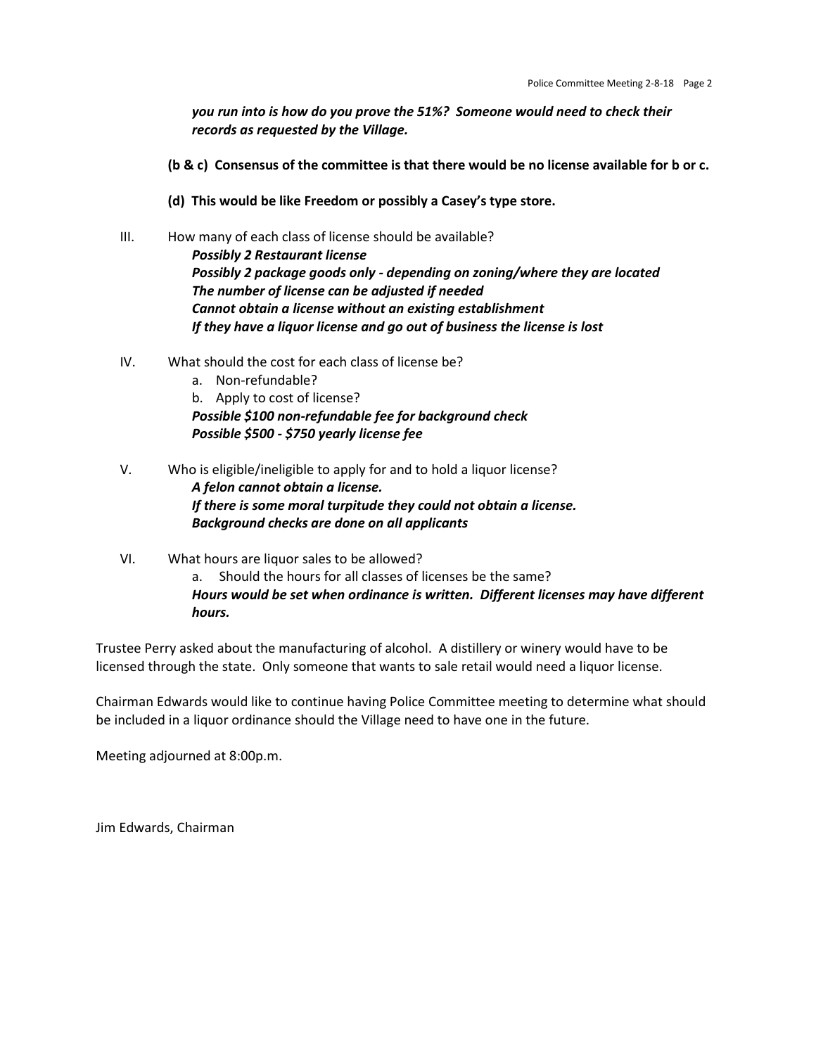***you run into is how do you prove the 51%? Someone would need to check their records as requested by the Village.***

**(b & c) Consensus of the committee is that there would be no license available for b or c.**

**(d) This would be like Freedom or possibly a Casey's type store.**

III. How many of each class of license should be available?
***Possibly 2 Restaurant license***
***Possibly 2 package goods only - depending on zoning/where they are located***
***The number of license can be adjusted if needed***
***Cannot obtain a license without an existing establishment***
***If they have a liquor license and go out of business the license is lost***

IV. What should the cost for each class of license be?
   a. Non-refundable?
   b. Apply to cost of license?
***Possible $100 non-refundable fee for background check***
***Possible $500 - $750 yearly license fee***

V. Who is eligible/ineligible to apply for and to hold a liquor license?
***A felon cannot obtain a license.***
***If there is some moral turpitude they could not obtain a license.***
***Background checks are done on all applicants***

VI. What hours are liquor sales to be allowed?
   a. Should the hours for all classes of licenses be the same?
***Hours would be set when ordinance is written. Different licenses may have different hours.***

Trustee Perry asked about the manufacturing of alcohol. A distillery or winery would have to be licensed through the state. Only someone that wants to sale retail would need a liquor license.

Chairman Edwards would like to continue having Police Committee meeting to determine what should be included in a liquor ordinance should the Village need to have one in the future.

Meeting adjourned at 8:00p.m.

Jim Edwards, Chairman